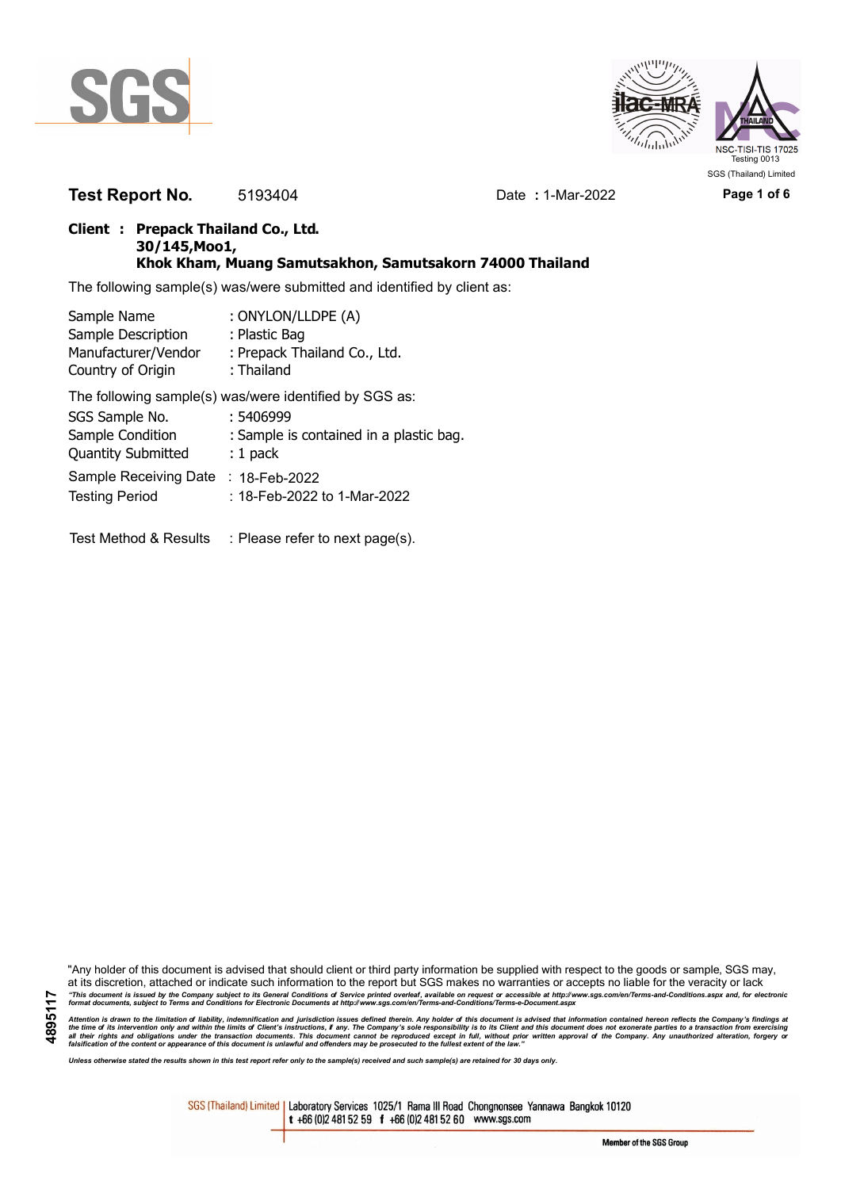SGS (Thailand) Limited

**Test Report No.** 5193404 Date **:** 1-Mar-2022

**Client : Prepack Thailand Co., Ltd.**
**30/145,Moo1,**
**Khok Kham, Muang Samutsakhon, Samutsakorn 74000 Thailand**

The following sample(s) was/were submitted and identified by client as:

| | |
|---|---|
| Sample Name | : ONYLON/LLDPE (A) |
| Sample Description | : Plastic Bag |
| Manufacturer/Vendor | : Prepack Thailand Co., Ltd. |
| Country of Origin | : Thailand |

The following sample(s) was/were identified by SGS as:

| | |
|---|---|
| SGS Sample No. | : 5406999 |
| Sample Condition | : Sample is contained in a plastic bag. |
| Quantity Submitted | : 1 pack |
| Sample Receiving Date | : 18-Feb-2022 |
| Testing Period | : 18-Feb-2022 to 1-Mar-2022 |

Test Method & Results : Please refer to next page(s).

"Any holder of this document is advised that should client or third party information be supplied with respect to the goods or sample, SGS may, at its discretion, attached or indicate such information to the report but SGS makes no warranties or accepts no liable for the veracity or lack

*"This document is issued by the Company subject to its General Conditions of Service printed overleaf, available on request or accessible at http://www.sgs.com/en/Terms-and-Conditions.aspx and, for electronic format documents, subject to Terms and Conditions for Electronic Documents at http://www.sgs.com/en/Terms-and-Conditions/Terms-e-Document.aspx*

*Attention is drawn to the limitation of liability, indemnification and jurisdiction issues defined therein. Any holder of this document is advised that information contained hereon reflects the Company's findings at the time of its intervention only and within the limits of Client's instructions, if any. The Company's sole responsibility is to its Client and this document does not exonerate parties to a transaction from exercising all their rights and obligations under the transaction documents. This document cannot be reproduced except in full, without prior written approval of the Company. Any unauthorized alteration, forgery or falsification of the content or appearance of this document is unlawful and offenders may be prosecuted to the fullest extent of the law."*

*Unless otherwise stated the results shown in this test report refer only to the sample(s) received and such sample(s) are retained for 30 days only.*

4895117

SGS (Thailand) Limited | Laboratory Services 1025/1 Rama III Road Chongnonsee Yannawa Bangkok 10120
t +66 (0)2 481 52 59 f +66 (0)2 481 52 60 www.sgs.com

Member of the SGS Group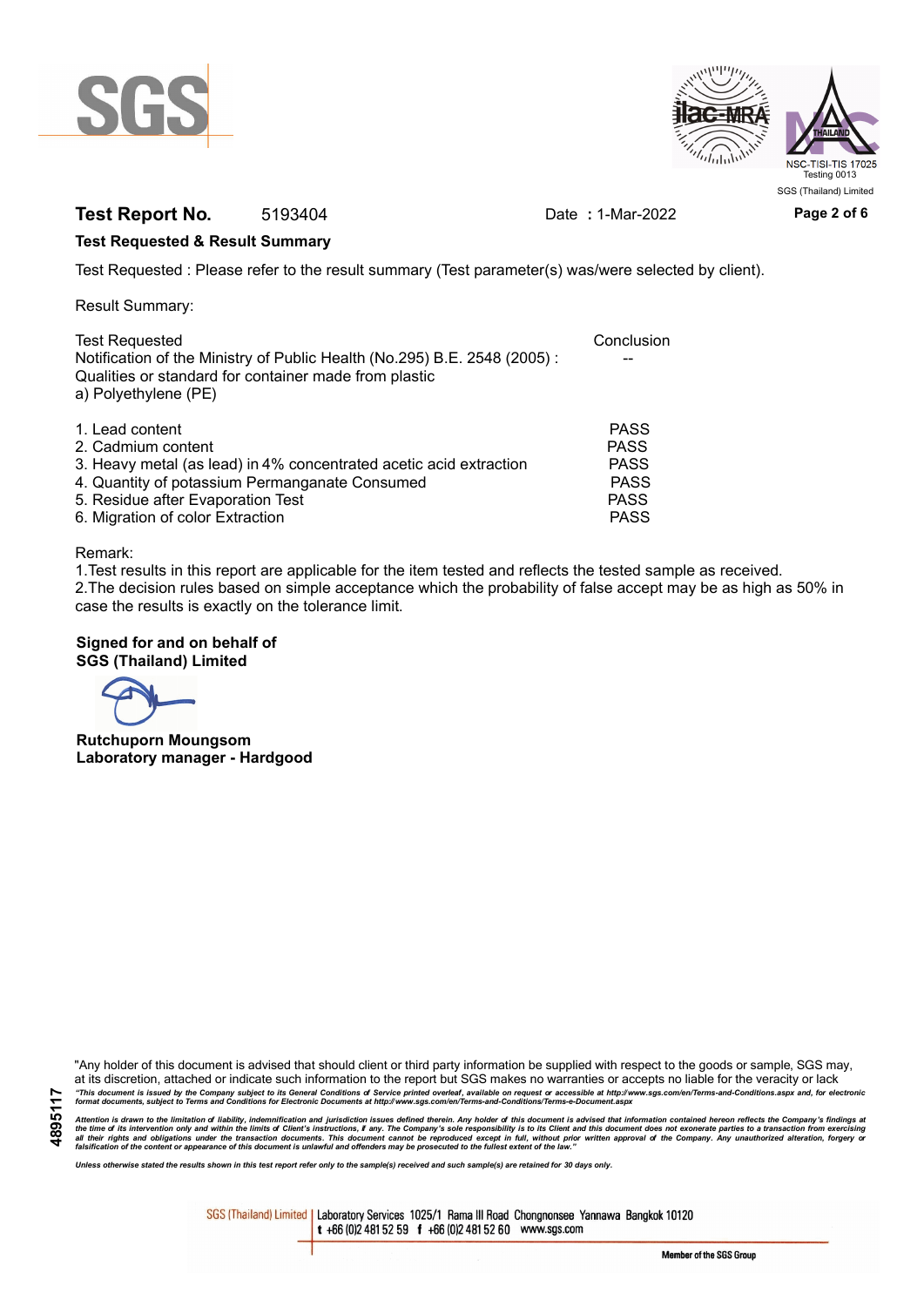**Test Report No.** 5193404 Date : 1-Mar-2022

**Test Requested & Result Summary**

Test Requested : Please refer to the result summary (Test parameter(s) was/were selected by client).

Result Summary:

| Test Requested | Conclusion |
|---|---|
| Notification of the Ministry of Public Health (No.295) B.E. 2548 (2005) : Qualities or standard for container made from plastic a) Polyethylene (PE) | -- |
| 1. Lead content | PASS |
| 2. Cadmium content | PASS |
| 3. Heavy metal (as lead) in 4% concentrated acetic acid extraction | PASS |
| 4. Quantity of potassium Permanganate Consumed | PASS |
| 5. Residue after Evaporation Test | PASS |
| 6. Migration of color Extraction | PASS |

Remark:

1.Test results in this report are applicable for the item tested and reflects the tested sample as received.

2.The decision rules based on simple acceptance which the probability of false accept may be as high as 50% in case the results is exactly on the tolerance limit.

**Signed for and on behalf of**
**SGS (Thailand) Limited**

**Rutchuporn Moungsom**
**Laboratory manager - Hardgood**

"Any holder of this document is advised that should client or third party information be supplied with respect to the goods or sample, SGS may, at its discretion, attached or indicate such information to the report but SGS makes no warranties or accepts no liable for the veracity or lack

*"This document is issued by the Company subject to its General Conditions of Service printed overleaf, available on request or accessible at http://www.sgs.com/en/Terms-and-Conditions.aspx and, for electronic format documents, subject to Terms and Conditions for Electronic Documents at http://www.sgs.com/en/Terms-and-Conditions/Terms-e-Document.aspx*

*Attention is drawn to the limitation of liability, indemnification and jurisdiction issues defined therein. Any holder of this document is advised that information contained hereon reflects the Company's findings at the time of its intervention only and within the limits of Client's instructions, if any. The Company's sole responsibility is to its Client and this document does not exonerate parties to a transaction from exercising all their rights and obligations under the transaction documents. This document cannot be reproduced except in full, without prior written approval of the Company. Any unauthorized alteration, forgery or falsification of the content or appearance of this document is unlawful and offenders may be prosecuted to the fullest extent of the law."*

*Unless otherwise stated the results shown in this test report refer only to the sample(s) received and such sample(s) are retained for 30 days only.*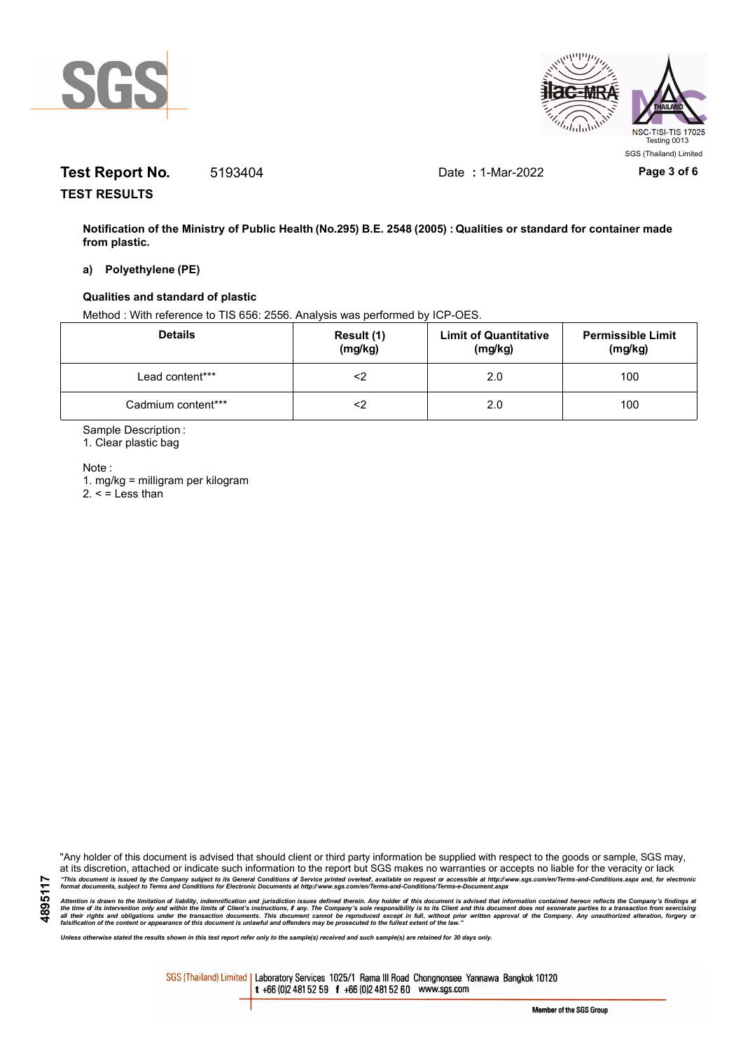**Test Report No.** 5193404 Date **:** 1-Mar-2022

**TEST RESULTS**

**Notification of the Ministry of Public Health (No.295) B.E. 2548 (2005) : Qualities or standard for container made from plastic.**

**a) Polyethylene (PE)**

**Qualities and standard of plastic**

Method : With reference to TIS 656: 2556. Analysis was performed by ICP-OES.

| Details | Result (1) (mg/kg) | Limit of Quantitative (mg/kg) | Permissible Limit (mg/kg) |
|---|---|---|---|
| Lead content*** | <2 | 2.0 | 100 |
| Cadmium content*** | <2 | 2.0 | 100 |

Sample Description :

1. Clear plastic bag

Note :

1. mg/kg = milligram per kilogram
2. < = Less than

"Any holder of this document is advised that should client or third party information be supplied with respect to the goods or sample, SGS may, at its discretion, attached or indicate such information to the report but SGS makes no warranties or accepts no liable for the veracity or lack

*"This document is issued by the Company subject to its General Conditions of Service printed overleaf, available on request or accessible at http://www.sgs.com/en/Terms-and-Conditions.aspx and, for electronic format documents, subject to Terms and Conditions for Electronic Documents at http://www.sgs.com/en/Terms-and-Conditions/Terms-e-Document.aspx*

*Attention is drawn to the limitation of liability, indemnification and jurisdiction issues defined therein. Any holder of this document is advised that information contained hereon reflects the Company's findings at the time of its intervention only and within the limits of Client's instructions, if any. The Company's sole responsibility is to its Client and this document does not exonerate parties to a transaction from exercising all their rights and obligations under the transaction documents. This document cannot be reproduced except in full, without prior written approval of the Company. Any unauthorized alteration, forgery or falsification of the content or appearance of this document is unlawful and offenders may be prosecuted to the fullest extent of the law."*

*Unless otherwise stated the results shown in this test report refer only to the sample(s) received and such sample(s) are retained for 30 days only.*

SGS (Thailand) Limited | Laboratory Services 1025/1 Rama III Road Chongnonsee Yannawa Bangkok 10120 t +66 (0)2 481 52 59 f +66 (0)2 481 52 60 www.sgs.com

Member of the SGS Group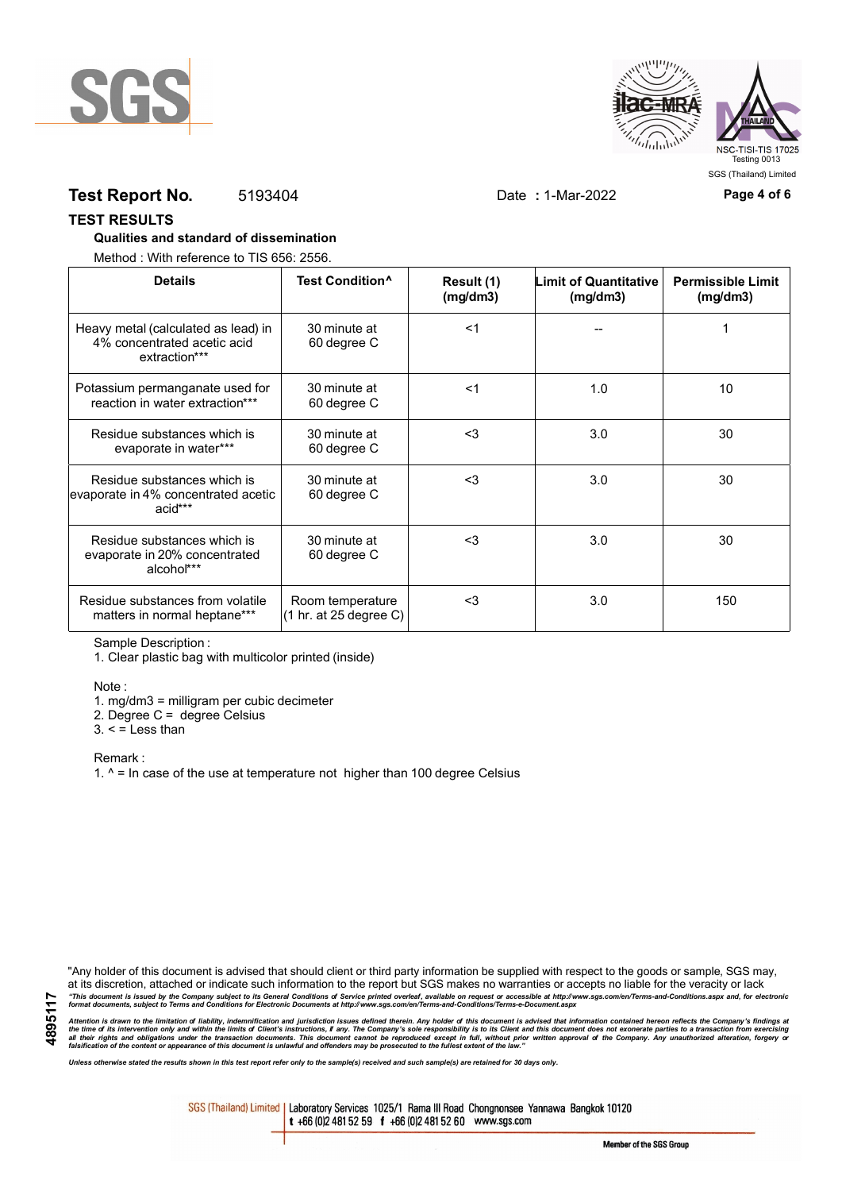**Test Report No.** 5193404 Date **:** 1-Mar-2022

## TEST RESULTS

**Qualities and standard of dissemination**

Method : With reference to TIS 656: 2556.

| Details | Test Condition^ | Result (1) (mg/dm3) | Limit of Quantitative (mg/dm3) | Permissible Limit (mg/dm3) |
|---|---|---|---|---|
| Heavy metal (calculated as lead) in 4% concentrated acetic acid extraction*** | 30 minute at 60 degree C | <1 | -- | 1 |
| Potassium permanganate used for reaction in water extraction*** | 30 minute at 60 degree C | <1 | 1.0 | 10 |
| Residue substances which is evaporate in water*** | 30 minute at 60 degree C | <3 | 3.0 | 30 |
| Residue substances which is evaporate in 4% concentrated acetic acid*** | 30 minute at 60 degree C | <3 | 3.0 | 30 |
| Residue substances which is evaporate in 20% concentrated alcohol*** | 30 minute at 60 degree C | <3 | 3.0 | 30 |
| Residue substances from volatile matters in normal heptane*** | Room temperature (1 hr. at 25 degree C) | <3 | 3.0 | 150 |

Sample Description :

1. Clear plastic bag with multicolor printed (inside)

Note :

1. mg/dm3 = milligram per cubic decimeter
2. Degree C = degree Celsius
3. < = Less than

Remark :

1. ^ = In case of the use at temperature not higher than 100 degree Celsius

"Any holder of this document is advised that should client or third party information be supplied with respect to the goods or sample, SGS may, at its discretion, attached or indicate such information to the report but SGS makes no warranties or accepts no liable for the veracity or lack

*"This document is issued by the Company subject to its General Conditions of Service printed overleaf, available on request or accessible at http://www.sgs.com/en/Terms-and-Conditions.aspx and, for electronic format documents, subject to Terms and Conditions for Electronic Documents at http://www.sgs.com/en/Terms-and-Conditions/Terms-e-Document.aspx*

*Attention is drawn to the limitation of liability, indemnification and jurisdiction issues defined therein. Any holder of this document is advised that information contained hereon reflects the Company's findings at the time of its intervention only and within the limits of Client's instructions, if any. The Company's sole responsibility is to its Client and this document does not exonerate parties to a transaction from exercising all their rights and obligations under the transaction documents. This document cannot be reproduced except in full, without prior written approval of the Company. Any unauthorized alteration, forgery or falsification of the content or appearance of this document is unlawful and offenders may be prosecuted to the fullest extent of the law."*

*Unless otherwise stated the results shown in this test report refer only to the sample(s) received and such sample(s) are retained for 30 days only.*

SGS (Thailand) Limited | Laboratory Services 1025/1 Rama III Road Chongnonsee Yannawa Bangkok 10120 t +66 (0)2 481 52 59 f +66 (0)2 481 52 60 www.sgs.com

Member of the SGS Group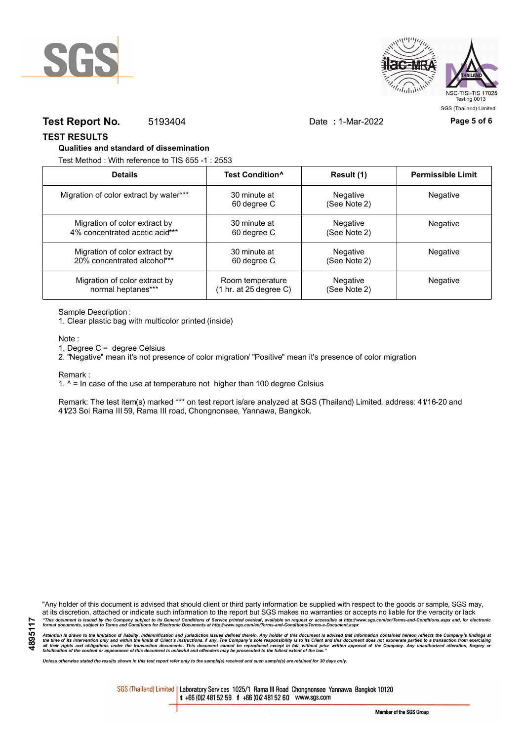**Test Report No.** 5193404 Date **:** 1-Mar-2022

## TEST RESULTS

### Qualities and standard of dissemination

Test Method : With reference to TIS 655 -1 : 2553

| Details | Test Condition^ | Result (1) | Permissible Limit |
|---|---|---|---|
| Migration of color extract by water*** | 30 minute at 60 degree C | Negative (See Note 2) | Negative |
| Migration of color extract by 4% concentrated acetic acid*** | 30 minute at 60 degree C | Negative (See Note 2) | Negative |
| Migration of color extract by 20% concentrated alcohol*** | 30 minute at 60 degree C | Negative (See Note 2) | Negative |
| Migration of color extract by normal heptanes*** | Room temperature (1 hr. at 25 degree C) | Negative (See Note 2) | Negative |

Sample Description :

1. Clear plastic bag with multicolor printed (inside)

Note :

1. Degree C = degree Celsius
2. "Negative" mean it's not presence of color migration/ "Positive" mean it's presence of color migration

Remark :

1. ^ = In case of the use at temperature not higher than 100 degree Celsius

Remark: The test item(s) marked *** on test report is/are analyzed at SGS (Thailand) Limited, address: 41/16-20 and 41/23 Soi Rama III 59, Rama III road, Chongnonsee, Yannawa, Bangkok.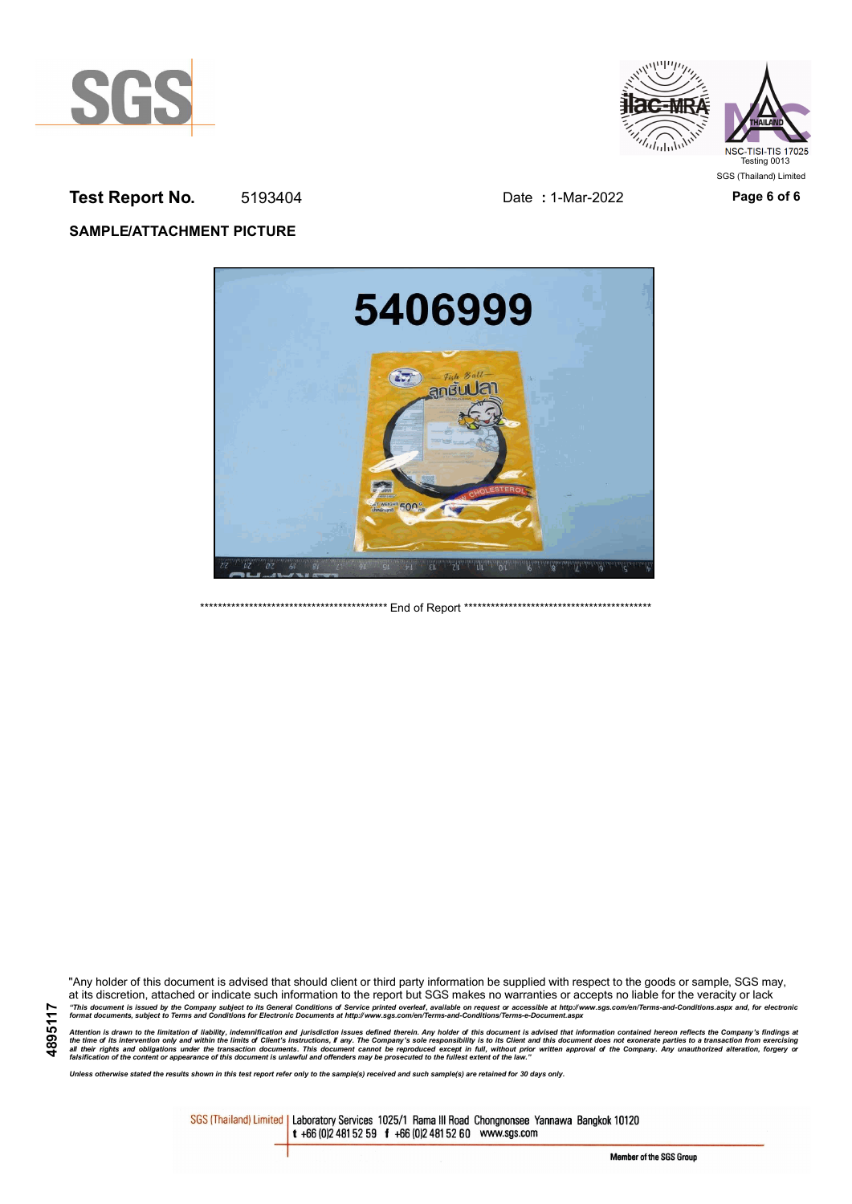**Test Report No.** 5193404 Date **:** 1-Mar-2022

**SAMPLE/ATTACHMENT PICTURE**

******************************************** End of Report ********************************************

"Any holder of this document is advised that should client or third party information be supplied with respect to the goods or sample, SGS may, at its discretion, attached or indicate such information to the report but SGS makes no warranties or accepts no liable for the veracity or lack

*"This document is issued by the Company subject to its General Conditions of Service printed overleaf, available on request or accessible at http://www.sgs.com/en/Terms-and-Conditions.aspx and, for electronic format documents, subject to Terms and Conditions for Electronic Documents at http://www.sgs.com/en/Terms-and-Conditions/Terms-e-Document.aspx*

*Attention is drawn to the limitation of liability, indemnification and jurisdiction issues defined therein. Any holder of this document is advised that information contained hereon reflects the Company's findings at the time of its intervention only and within the limits of Client's instructions, if any. The Company's sole responsibility is to its Client and this document does not exonerate parties to a transaction from exercising all their rights and obligations under the transaction documents. This document cannot be reproduced except in full, without prior written approval of the Company. Any unauthorized alteration, forgery or falsification of the content or appearance of this document is unlawful and offenders may be prosecuted to the fullest extent of the law."*

*Unless otherwise stated the results shown in this test report refer only to the sample(s) received and such sample(s) are retained for 30 days only.*

SGS (Thailand) Limited | Laboratory Services 1025/1 Rama III Road Chongnonsee Yannawa Bangkok 10120
t +66 (0)2 481 52 59 f +66 (0)2 481 52 60 www.sgs.com